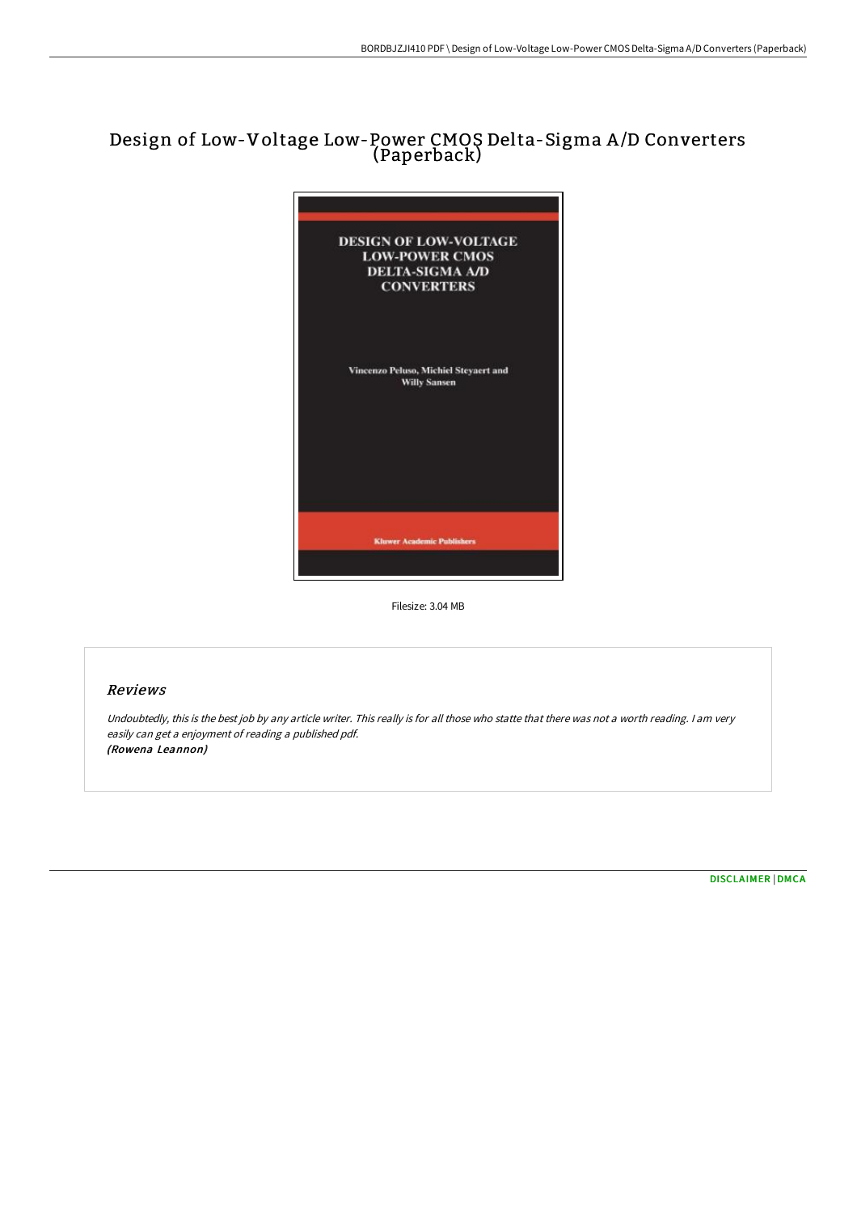# Design of Low-Voltage Low-Power CMOS Delta-Sigma A/D Converters (Paperback)

DESIGN OF LOW-VOLTAGE LOW-POWER CMOS DELTA-SIGMA A/D CONVERTERS

Vincenzo Peluso, Michiel Steyaert and Willy Sansen

Kluwer Academic Publishers

Filesize: 3.04 MB

## Reviews

*Undoubtedly, this is the best job by any article writer. This really is for all those who statte that there was not a worth reading. I am very easily can get a enjoyment of reading a published pdf.*
*(Rowena Leannon)*

DISCLAIMER | DMCA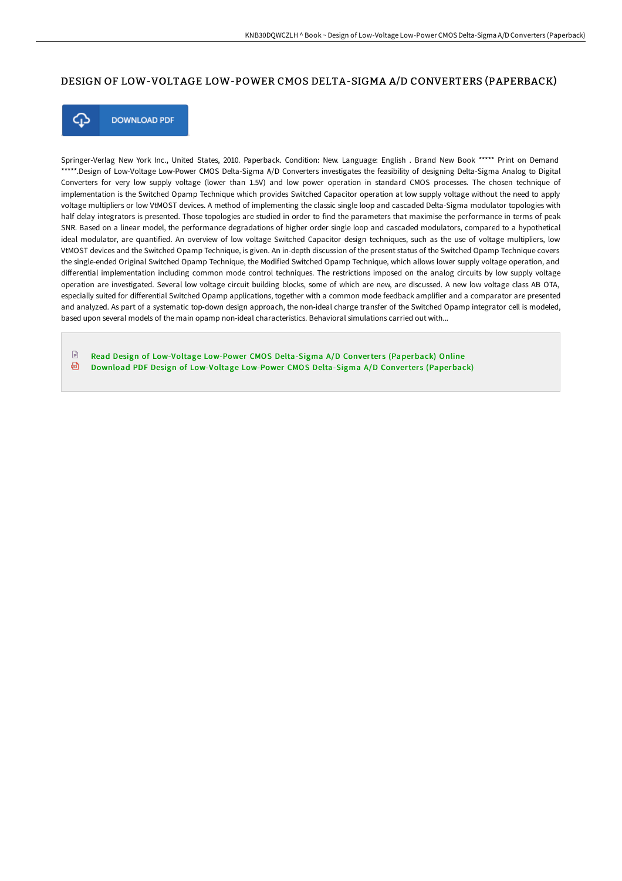# DESIGN OF LOW-VOLTAGE LOW-POWER CMOS DELTA-SIGMA A/D CONVERTERS (PAPERBACK)

DOWNLOAD PDF

Springer-Verlag New York Inc., United States, 2010. Paperback. Condition: New. Language: English . Brand New Book ***** Print on Demand *****.Design of Low-Voltage Low-Power CMOS Delta-Sigma A/D Converters investigates the feasibility of designing Delta-Sigma Analog to Digital Converters for very low supply voltage (lower than 1.5V) and low power operation in standard CMOS processes. The chosen technique of implementation is the Switched Opamp Technique which provides Switched Capacitor operation at low supply voltage without the need to apply voltage multipliers or low VtMOST devices. A method of implementing the classic single loop and cascaded Delta-Sigma modulator topologies with half delay integrators is presented. Those topologies are studied in order to find the parameters that maximise the performance in terms of peak SNR. Based on a linear model, the performance degradations of higher order single loop and cascaded modulators, compared to a hypothetical ideal modulator, are quantified. An overview of low voltage Switched Capacitor design techniques, such as the use of voltage multipliers, low VtMOST devices and the Switched Opamp Technique, is given. An in-depth discussion of the present status of the Switched Opamp Technique covers the single-ended Original Switched Opamp Technique, the Modified Switched Opamp Technique, which allows lower supply voltage operation, and differential implementation including common mode control techniques. The restrictions imposed on the analog circuits by low supply voltage operation are investigated. Several low voltage circuit building blocks, some of which are new, are discussed. A new low voltage class AB OTA, especially suited for differential Switched Opamp applications, together with a common mode feedback amplifier and a comparator are presented and analyzed. As part of a systematic top-down design approach, the non-ideal charge transfer of the Switched Opamp integrator cell is modeled, based upon several models of the main opamp non-ideal characteristics. Behavioral simulations carried out with...

Read Design of Low-Voltage Low-Power CMOS Delta-Sigma A/D Converters (Paperback) Online
Download PDF Design of Low-Voltage Low-Power CMOS Delta-Sigma A/D Converters (Paperback)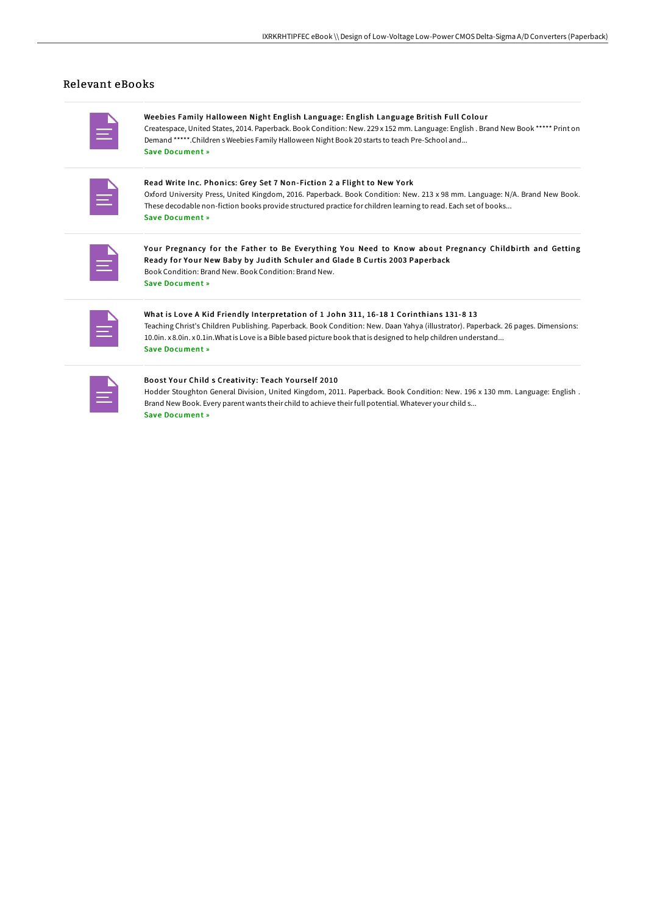## Relevant eBooks

**Weebies Family Halloween Night English Language: English Language British Full Colour**

Createspace, United States, 2014. Paperback. Book Condition: New. 229 x 152 mm. Language: English . Brand New Book ***** Print on Demand *****.Children s Weebies Family Halloween Night Book 20 starts to teach Pre-School and...

Save Document »

**Read Write Inc. Phonics: Grey Set 7 Non-Fiction 2 a Flight to New York**

Oxford University Press, United Kingdom, 2016. Paperback. Book Condition: New. 213 x 98 mm. Language: N/A. Brand New Book. These decodable non-fiction books provide structured practice for children learning to read. Each set of books...

Save Document »

**Your Pregnancy for the Father to Be Everything You Need to Know about Pregnancy Childbirth and Getting Ready for Your New Baby by Judith Schuler and Glade B Curtis 2003 Paperback**

Book Condition: Brand New. Book Condition: Brand New.

Save Document »

**What is Love A Kid Friendly Interpretation of 1 John 311, 16-18 1 Corinthians 131-8 13**

Teaching Christ's Children Publishing. Paperback. Book Condition: New. Daan Yahya (illustrator). Paperback. 26 pages. Dimensions: 10.0in. x 8.0in. x 0.1in.What is Love is a Bible based picture book that is designed to help children understand...

Save Document »

**Boost Your Child s Creativity: Teach Yourself 2010**

Hodder Stoughton General Division, United Kingdom, 2011. Paperback. Book Condition: New. 196 x 130 mm. Language: English . Brand New Book. Every parent wants their child to achieve their full potential. Whatever your child s...

Save Document »